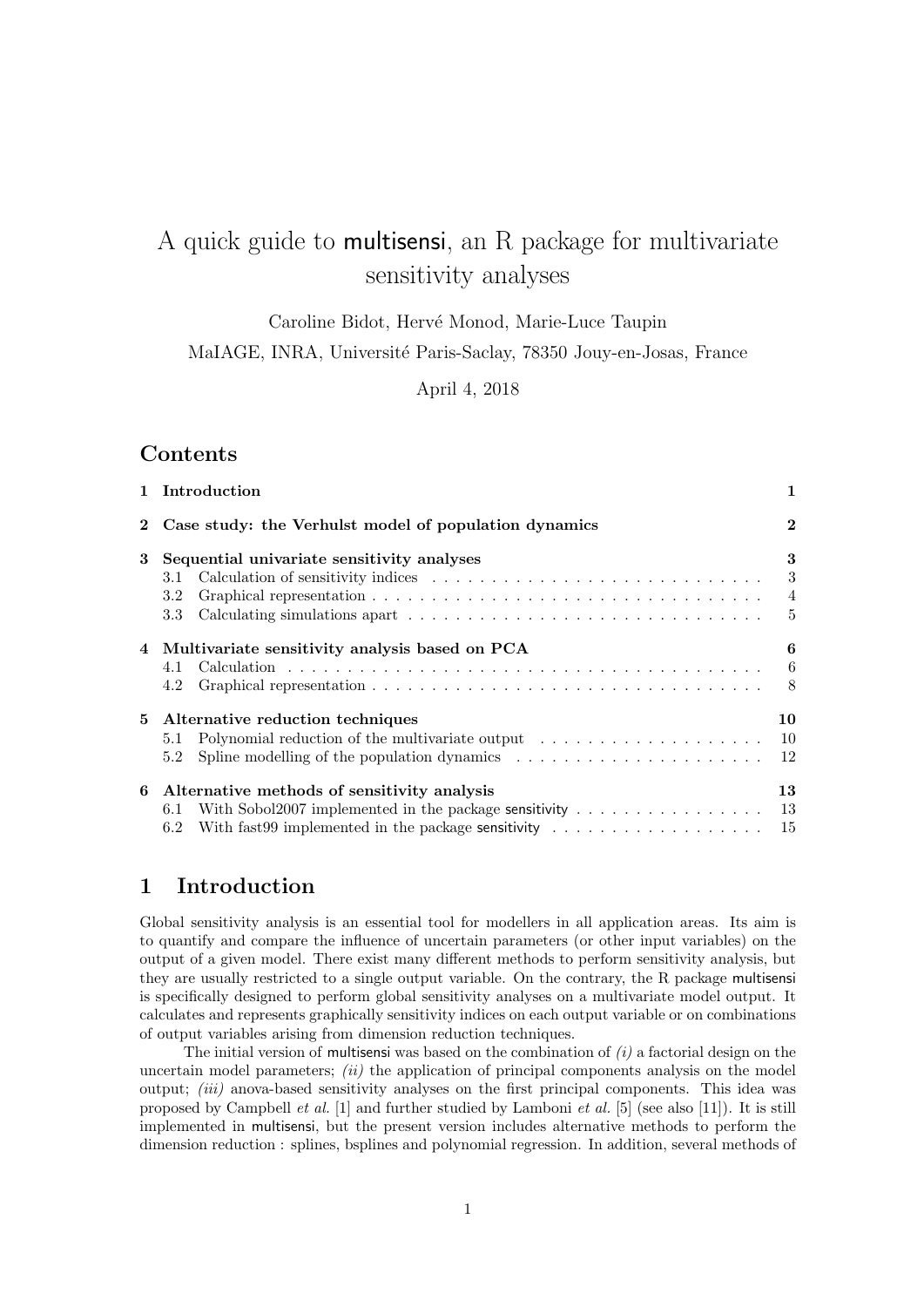# A quick guide to multisensi, an R package for multivariate sensitivity analyses

Caroline Bidot, Hervé Monod, Marie-Luce Taupin

MaIAGE, INRA, Université Paris-Saclay, 78350 Jouy-en-Josas, France

April 4, 2018

## Contents

- 1 Introduction — 1
- 2 Case study: the Verhulst model of population dynamics — 2
- 3 Sequential univariate sensitivity analyses — 3
  - 3.1 Calculation of sensitivity indices — 3
  - 3.2 Graphical representation — 4
  - 3.3 Calculating simulations apart — 5
- 4 Multivariate sensitivity analysis based on PCA — 6
  - 4.1 Calculation — 6
  - 4.2 Graphical representation — 8
- 5 Alternative reduction techniques — 10
  - 5.1 Polynomial reduction of the multivariate output — 10
  - 5.2 Spline modelling of the population dynamics — 12
- 6 Alternative methods of sensitivity analysis — 13
  - 6.1 With Sobol2007 implemented in the package sensitivity — 13
  - 6.2 With fast99 implemented in the package sensitivity — 15

## 1 Introduction

Global sensitivity analysis is an essential tool for modellers in all application areas. Its aim is to quantify and compare the influence of uncertain parameters (or other input variables) on the output of a given model. There exist many different methods to perform sensitivity analysis, but they are usually restricted to a single output variable. On the contrary, the R package multisensi is specifically designed to perform global sensitivity analyses on a multivariate model output. It calculates and represents graphically sensitivity indices on each output variable or on combinations of output variables arising from dimension reduction techniques.

The initial version of multisensi was based on the combination of *(i)* a factorial design on the uncertain model parameters; *(ii)* the application of principal components analysis on the model output; *(iii)* anova-based sensitivity analyses on the first principal components. This idea was proposed by Campbell *et al.* [1] and further studied by Lamboni *et al.* [5] (see also [11]). It is still implemented in multisensi, but the present version includes alternative methods to perform the dimension reduction : splines, bsplines and polynomial regression. In addition, several methods of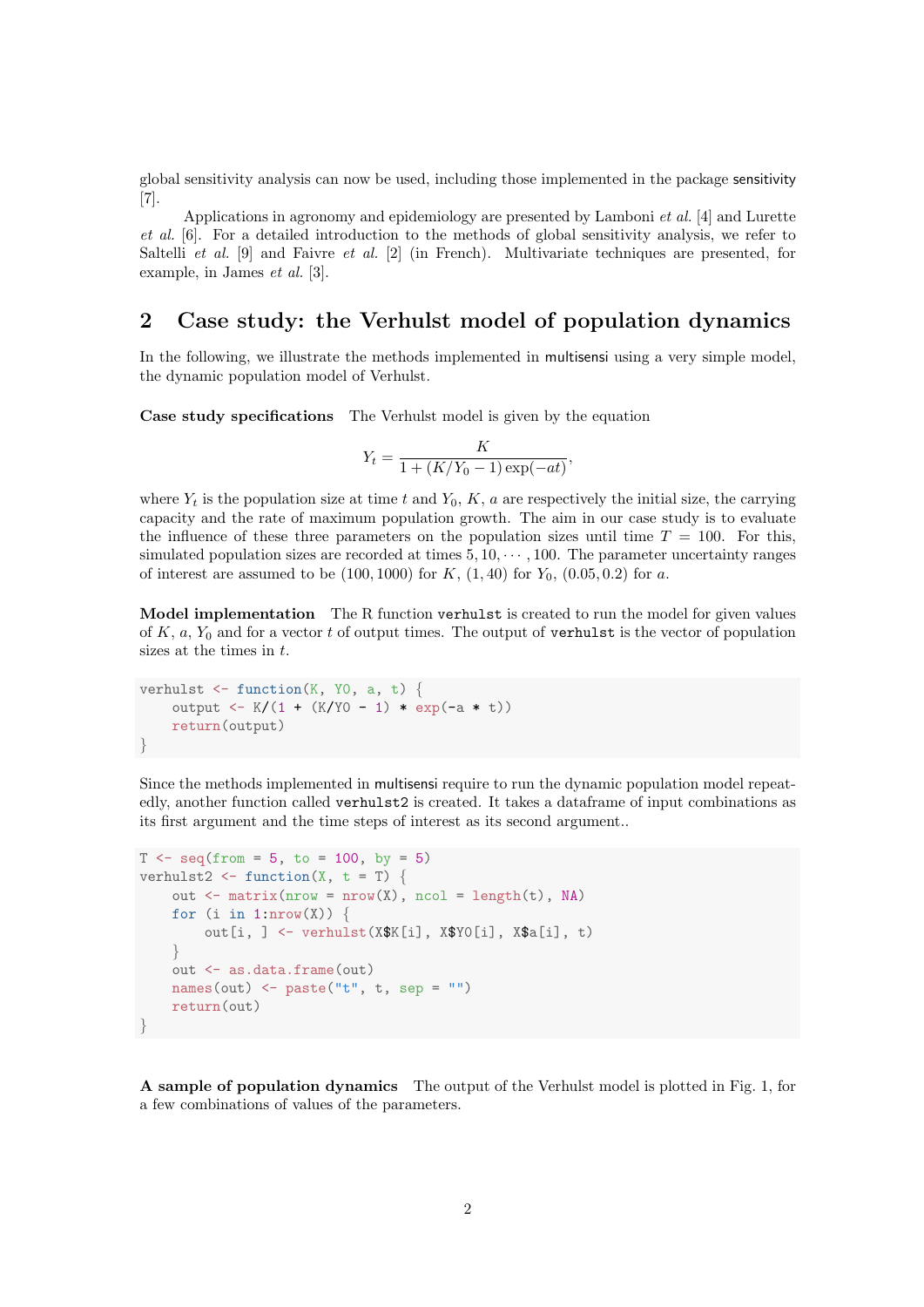global sensitivity analysis can now be used, including those implemented in the package sensitivity [7].

Applications in agronomy and epidemiology are presented by Lamboni *et al.* [4] and Lurette *et al.* [6]. For a detailed introduction to the methods of global sensitivity analysis, we refer to Saltelli *et al.* [9] and Faivre *et al.* [2] (in French). Multivariate techniques are presented, for example, in James *et al.* [3].

## 2 Case study: the Verhulst model of population dynamics

In the following, we illustrate the methods implemented in multisensi using a very simple model, the dynamic population model of Verhulst.

**Case study specifications** The Verhulst model is given by the equation

$$Y_t = \frac{K}{1 + (K/Y_0 - 1)\exp(-at)},$$

where $Y_t$ is the population size at time $t$ and $Y_0$, $K$, $a$ are respectively the initial size, the carrying capacity and the rate of maximum population growth. The aim in our case study is to evaluate the influence of these three parameters on the population sizes until time $T = 100$. For this, simulated population sizes are recorded at times $5, 10, \cdots, 100$. The parameter uncertainty ranges of interest are assumed to be $(100, 1000)$ for $K$, $(1, 40)$ for $Y_0$, $(0.05, 0.2)$ for $a$.

**Model implementation** The R function `verhulst` is created to run the model for given values of $K$, $a$, $Y_0$ and for a vector $t$ of output times. The output of `verhulst` is the vector of population sizes at the times in $t$.

```
verhulst <- function(K, Y0, a, t) {
    output <- K/(1 + (K/Y0 - 1) * exp(-a * t))
    return(output)
}
```

Since the methods implemented in multisensi require to run the dynamic population model repeatedly, another function called `verhulst2` is created. It takes a dataframe of input combinations as its first argument and the time steps of interest as its second argument..

```
T <- seq(from = 5, to = 100, by = 5)
verhulst2 <- function(X, t = T) {
    out <- matrix(nrow = nrow(X), ncol = length(t), NA)
    for (i in 1:nrow(X)) {
        out[i, ] <- verhulst(X$K[i], X$Y0[i], X$a[i], t)
    }
    out <- as.data.frame(out)
    names(out) <- paste("t", t, sep = "")
    return(out)
}
```

**A sample of population dynamics** The output of the Verhulst model is plotted in Fig. 1, for a few combinations of values of the parameters.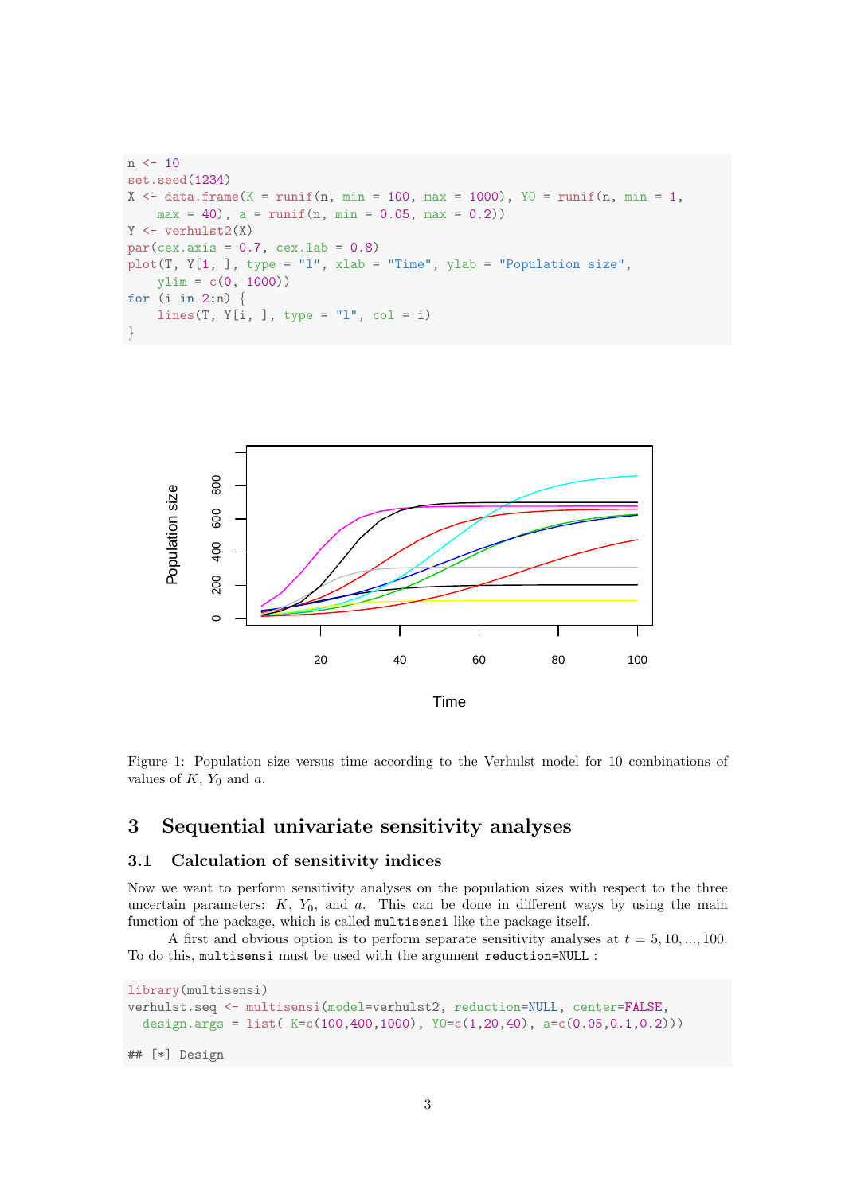```
n <- 10
set.seed(1234)
X <- data.frame(K = runif(n, min = 100, max = 1000), Y0 = runif(n, min = 1,
    max = 40), a = runif(n, min = 0.05, max = 0.2))
Y <- verhulst2(X)
par(cex.axis = 0.7, cex.lab = 0.8)
plot(T, Y[1, ], type = "l", xlab = "Time", ylab = "Population size",
    ylim = c(0, 1000))
for (i in 2:n) {
    lines(T, Y[i, ], type = "l", col = i)
}
```

Figure 1: Population size versus time according to the Verhulst model for 10 combinations of values of $K$, $Y_0$ and $a$.

## 3 Sequential univariate sensitivity analyses

### 3.1 Calculation of sensitivity indices

Now we want to perform sensitivity analyses on the population sizes with respect to the three uncertain parameters: $K$, $Y_0$, and $a$. This can be done in different ways by using the main function of the package, which is called `multisensi` like the package itself.

A first and obvious option is to perform separate sensitivity analyses at $t = 5, 10, ..., 100$. To do this, `multisensi` must be used with the argument `reduction=NULL` :

```
library(multisensi)
verhulst.seq <- multisensi(model=verhulst2, reduction=NULL, center=FALSE,
  design.args = list( K=c(100,400,1000), Y0=c(1,20,40), a=c(0.05,0.1,0.2)))

## [*] Design
```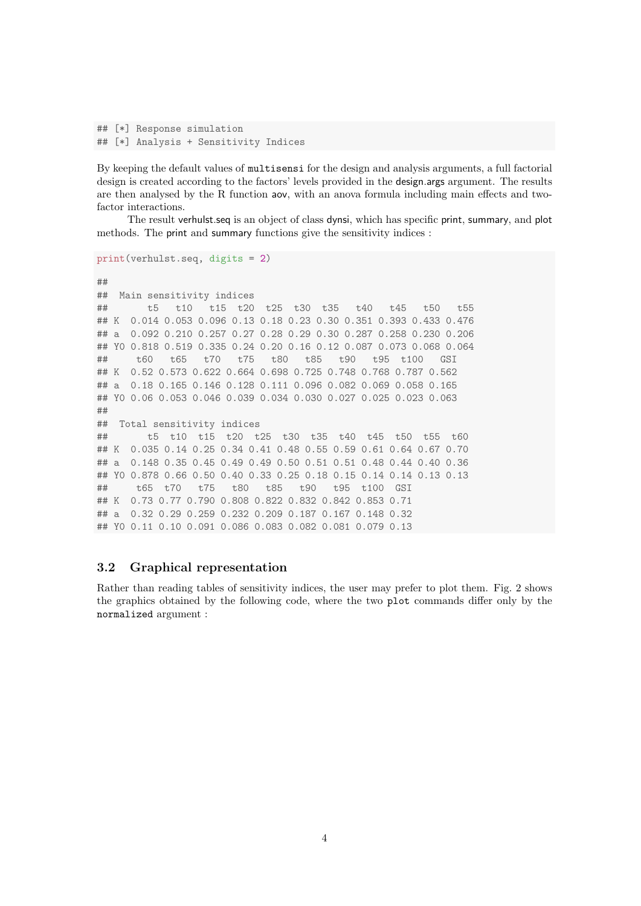```
## [*] Response simulation
## [*] Analysis + Sensitivity Indices
```

By keeping the default values of `multisensi` for the design and analysis arguments, a full factorial design is created according to the factors' levels provided in the design.args argument. The results are then analysed by the R function aov, with an anova formula including main effects and two-factor interactions.

The result verhulst.seq is an object of class dynsi, which has specific print, summary, and plot methods. The print and summary functions give the sensitivity indices :

```
print(verhulst.seq, digits = 2)

##
##  Main sensitivity indices
##        t5   t10   t15  t20  t25  t30  t35   t40   t45   t50   t55
## K  0.014 0.053 0.096 0.13 0.18 0.23 0.30 0.351 0.393 0.433 0.476
## a  0.092 0.210 0.257 0.27 0.28 0.29 0.30 0.287 0.258 0.230 0.206
## Y0 0.818 0.519 0.335 0.24 0.20 0.16 0.12 0.087 0.073 0.068 0.064
##     t60   t65   t70   t75   t80   t85   t90   t95  t100   GSI
## K  0.52 0.573 0.622 0.664 0.698 0.725 0.748 0.768 0.787 0.562
## a  0.18 0.165 0.146 0.128 0.111 0.096 0.082 0.069 0.058 0.165
## Y0 0.06 0.053 0.046 0.039 0.034 0.030 0.027 0.025 0.023 0.063
##
##  Total sensitivity indices
##        t5  t10  t15  t20  t25  t30  t35  t40  t45  t50  t55  t60
## K  0.035 0.14 0.25 0.34 0.41 0.48 0.55 0.59 0.61 0.64 0.67 0.70
## a  0.148 0.35 0.45 0.49 0.49 0.50 0.51 0.51 0.48 0.44 0.40 0.36
## Y0 0.878 0.66 0.50 0.40 0.33 0.25 0.18 0.15 0.14 0.14 0.13 0.13
##     t65  t70   t75   t80   t85   t90   t95  t100  GSI
## K  0.73 0.77 0.790 0.808 0.822 0.832 0.842 0.853 0.71
## a  0.32 0.29 0.259 0.232 0.209 0.187 0.167 0.148 0.32
## Y0 0.11 0.10 0.091 0.086 0.083 0.082 0.081 0.079 0.13
```

## 3.2 Graphical representation

Rather than reading tables of sensitivity indices, the user may prefer to plot them. Fig. 2 shows the graphics obtained by the following code, where the two `plot` commands differ only by the `normalized` argument :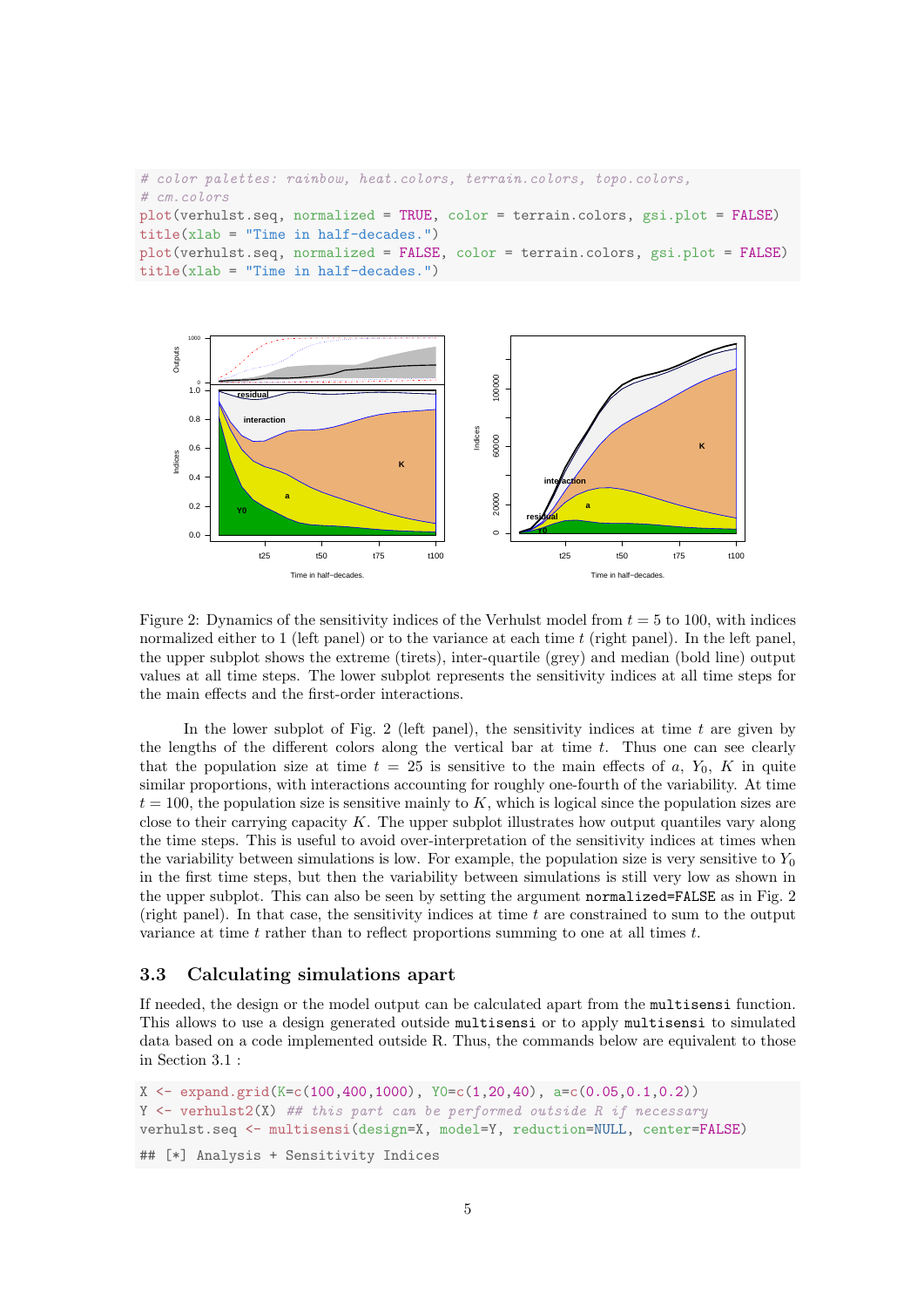```
# color palettes: rainbow, heat.colors, terrain.colors, topo.colors,
# cm.colors
plot(verhulst.seq, normalized = TRUE, color = terrain.colors, gsi.plot = FALSE)
title(xlab = "Time in half-decades.")
plot(verhulst.seq, normalized = FALSE, color = terrain.colors, gsi.plot = FALSE)
title(xlab = "Time in half-decades.")
```

Figure 2: Dynamics of the sensitivity indices of the Verhulst model from $t = 5$ to 100, with indices normalized either to 1 (left panel) or to the variance at each time $t$ (right panel). In the left panel, the upper subplot shows the extreme (tirets), inter-quartile (grey) and median (bold line) output values at all time steps. The lower subplot represents the sensitivity indices at all time steps for the main effects and the first-order interactions.

In the lower subplot of Fig. 2 (left panel), the sensitivity indices at time $t$ are given by the lengths of the different colors along the vertical bar at time $t$. Thus one can see clearly that the population size at time $t = 25$ is sensitive to the main effects of $a$, $Y_0$, $K$ in quite similar proportions, with interactions accounting for roughly one-fourth of the variability. At time $t = 100$, the population size is sensitive mainly to $K$, which is logical since the population sizes are close to their carrying capacity $K$. The upper subplot illustrates how output quantiles vary along the time steps. This is useful to avoid over-interpretation of the sensitivity indices at times when the variability between simulations is low. For example, the population size is very sensitive to $Y_0$ in the first time steps, but then the variability between simulations is still very low as shown in the upper subplot. This can also be seen by setting the argument `normalized=FALSE` as in Fig. 2 (right panel). In that case, the sensitivity indices at time $t$ are constrained to sum to the output variance at time $t$ rather than to reflect proportions summing to one at all times $t$.

## 3.3 Calculating simulations apart

If needed, the design or the model output can be calculated apart from the `multisensi` function. This allows to use a design generated outside `multisensi` or to apply `multisensi` to simulated data based on a code implemented outside R. Thus, the commands below are equivalent to those in Section 3.1 :

```
X <- expand.grid(K=c(100,400,1000), Y0=c(1,20,40), a=c(0.05,0.1,0.2))
Y <- verhulst2(X) ## this part can be performed outside R if necessary
verhulst.seq <- multisensi(design=X, model=Y, reduction=NULL, center=FALSE)

## [*] Analysis + Sensitivity Indices
```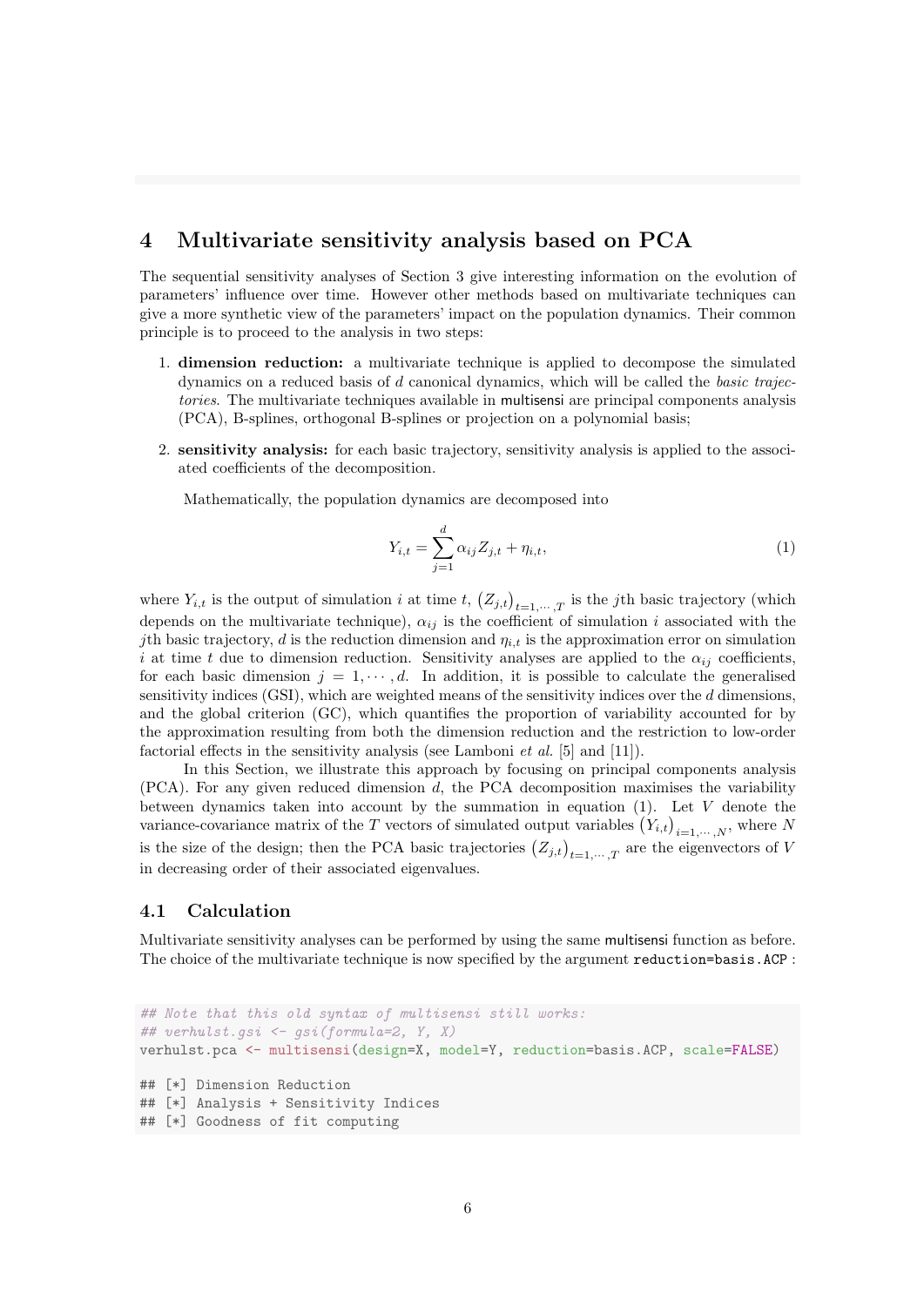## 4 Multivariate sensitivity analysis based on PCA

The sequential sensitivity analyses of Section 3 give interesting information on the evolution of parameters' influence over time. However other methods based on multivariate techniques can give a more synthetic view of the parameters' impact on the population dynamics. Their common principle is to proceed to the analysis in two steps:

1. **dimension reduction:** a multivariate technique is applied to decompose the simulated dynamics on a reduced basis of $d$ canonical dynamics, which will be called the *basic trajectories*. The multivariate techniques available in multisensi are principal components analysis (PCA), B-splines, orthogonal B-splines or projection on a polynomial basis;

2. **sensitivity analysis:** for each basic trajectory, sensitivity analysis is applied to the associated coefficients of the decomposition.

Mathematically, the population dynamics are decomposed into

$$Y_{i,t} = \sum_{j=1}^{d} \alpha_{ij} Z_{j,t} + \eta_{i,t}, \tag{1}$$

where $Y_{i,t}$ is the output of simulation $i$ at time $t$, $\left(Z_{j,t}\right)_{t=1,\cdots,T}$ is the $j$th basic trajectory (which depends on the multivariate technique), $\alpha_{ij}$ is the coefficient of simulation $i$ associated with the $j$th basic trajectory, $d$ is the reduction dimension and $\eta_{i,t}$ is the approximation error on simulation $i$ at time $t$ due to dimension reduction. Sensitivity analyses are applied to the $\alpha_{ij}$ coefficients, for each basic dimension $j = 1, \cdots, d$. In addition, it is possible to calculate the generalised sensitivity indices (GSI), which are weighted means of the sensitivity indices over the $d$ dimensions, and the global criterion (GC), which quantifies the proportion of variability accounted for by the approximation resulting from both the dimension reduction and the restriction to low-order factorial effects in the sensitivity analysis (see Lamboni *et al.* [5] and [11]).

In this Section, we illustrate this approach by focusing on principal components analysis (PCA). For any given reduced dimension $d$, the PCA decomposition maximises the variability between dynamics taken into account by the summation in equation (1). Let $V$ denote the variance-covariance matrix of the $T$ vectors of simulated output variables $\left(Y_{i,t}\right)_{i=1,\cdots,N}$, where $N$ is the size of the design; then the PCA basic trajectories $\left(Z_{j,t}\right)_{t=1,\cdots,T}$ are the eigenvectors of $V$ in decreasing order of their associated eigenvalues.

### 4.1 Calculation

Multivariate sensitivity analyses can be performed by using the same multisensi function as before. The choice of the multivariate technique is now specified by the argument `reduction=basis.ACP` :

```
## Note that this old syntax of multisensi still works:
## verhulst.gsi <- gsi(formula=2, Y, X)
verhulst.pca <- multisensi(design=X, model=Y, reduction=basis.ACP, scale=FALSE)

## [*] Dimension Reduction
## [*] Analysis + Sensitivity Indices
## [*] Goodness of fit computing
```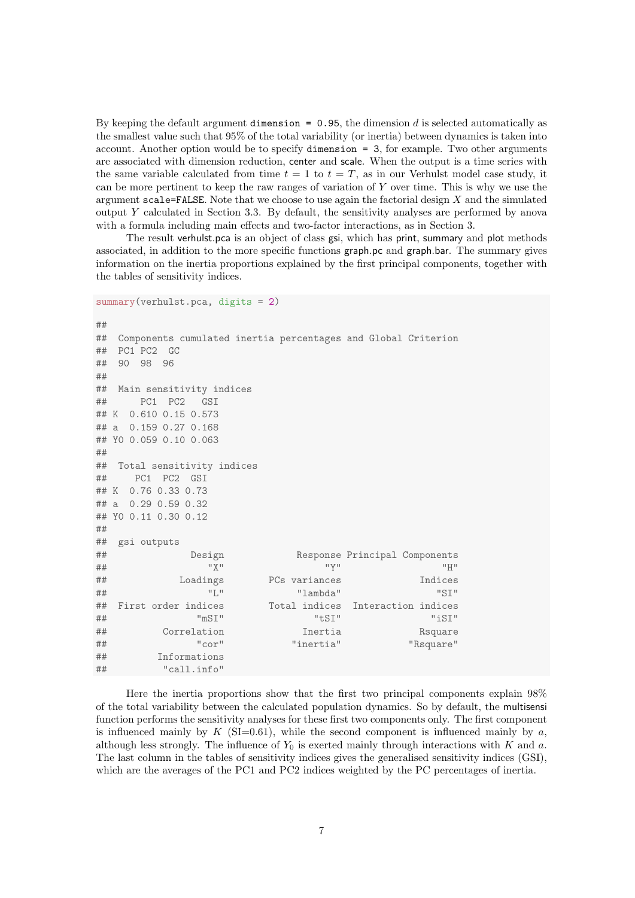By keeping the default argument `dimension = 0.95`, the dimension $d$ is selected automatically as the smallest value such that 95% of the total variability (or inertia) between dynamics is taken into account. Another option would be to specify `dimension = 3`, for example. Two other arguments are associated with dimension reduction, center and scale. When the output is a time series with the same variable calculated from time $t = 1$ to $t = T$, as in our Verhulst model case study, it can be more pertinent to keep the raw ranges of variation of $Y$ over time. This is why we use the argument `scale=FALSE`. Note that we choose to use again the factorial design $X$ and the simulated output $Y$ calculated in Section 3.3. By default, the sensitivity analyses are performed by anova with a formula including main effects and two-factor interactions, as in Section 3.

The result verhulst.pca is an object of class gsi, which has print, summary and plot methods associated, in addition to the more specific functions graph.pc and graph.bar. The summary gives information on the inertia proportions explained by the first principal components, together with the tables of sensitivity indices.

```
summary(verhulst.pca, digits = 2)

##
##  Components cumulated inertia percentages and Global Criterion
##  PC1 PC2  GC
##  90  98  96
##
##  Main sensitivity indices
##       PC1  PC2   GSI
## K  0.610 0.15 0.573
## a  0.159 0.27 0.168
## Y0 0.059 0.10 0.063
##
##  Total sensitivity indices
##     PC1  PC2  GSI
## K  0.76 0.33 0.73
## a  0.29 0.59 0.32
## Y0 0.11 0.30 0.12
##
##  gsi outputs
##               Design             Response Principal Components
##                  "X"                  "Y"                  "H"
##             Loadings        PCs variances              Indices
##                  "L"             "lambda"                 "SI"
##  First order indices        Total indices  Interaction indices
##                "mSI"                "tSI"                "iSI"
##          Correlation              Inertia              Rsquare
##                "cor"            "inertia"            "Rsquare"
##         Informations
##          "call.info"
```

Here the inertia proportions show that the first two principal components explain 98% of the total variability between the calculated population dynamics. So by default, the multisensi function performs the sensitivity analyses for these first two components only. The first component is influenced mainly by $K$ (SI=0.61), while the second component is influenced mainly by $a$, although less strongly. The influence of $Y_0$ is exerted mainly through interactions with $K$ and $a$. The last column in the tables of sensitivity indices gives the generalised sensitivity indices (GSI), which are the averages of the PC1 and PC2 indices weighted by the PC percentages of inertia.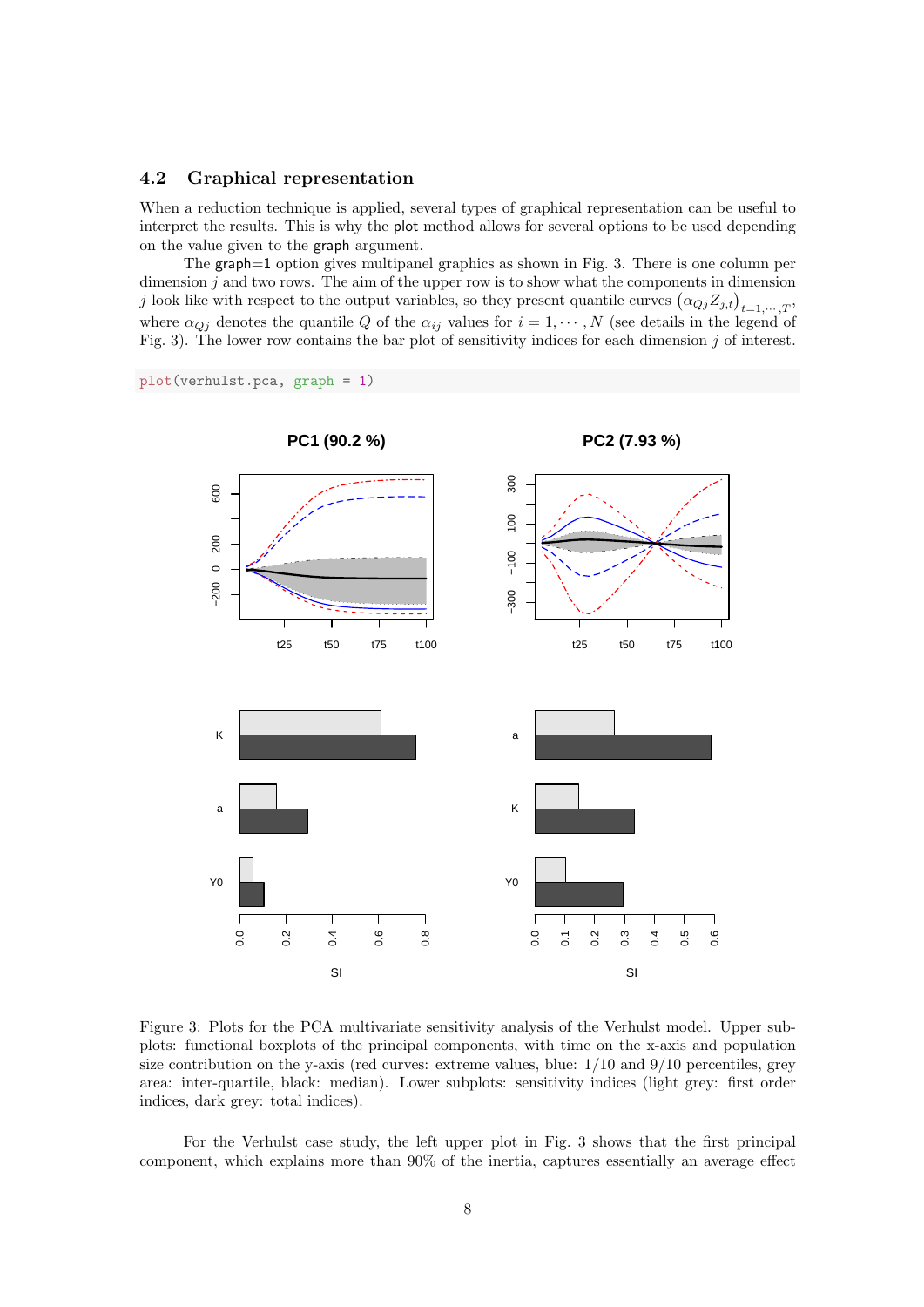### 4.2 Graphical representation

When a reduction technique is applied, several types of graphical representation can be useful to interpret the results. This is why the `plot` method allows for several options to be used depending on the value given to the `graph` argument.

The `graph=1` option gives multipanel graphics as shown in Fig. 3. There is one column per dimension $j$ and two rows. The aim of the upper row is to show what the components in dimension $j$ look like with respect to the output variables, so they present quantile curves $(\alpha_{Qj} Z_{j,t})_{t=1,\cdots,T}$, where $\alpha_{Qj}$ denotes the quantile $Q$ of the $\alpha_{ij}$ values for $i = 1, \cdots, N$ (see details in the legend of Fig. 3). The lower row contains the bar plot of sensitivity indices for each dimension $j$ of interest.

```
plot(verhulst.pca, graph = 1)
```

Figure 3: Plots for the PCA multivariate sensitivity analysis of the Verhulst model. Upper subplots: functional boxplots of the principal components, with time on the x-axis and population size contribution on the y-axis (red curves: extreme values, blue: 1/10 and 9/10 percentiles, grey area: inter-quartile, black: median). Lower subplots: sensitivity indices (light grey: first order indices, dark grey: total indices).

For the Verhulst case study, the left upper plot in Fig. 3 shows that the first principal component, which explains more than 90% of the inertia, captures essentially an average effect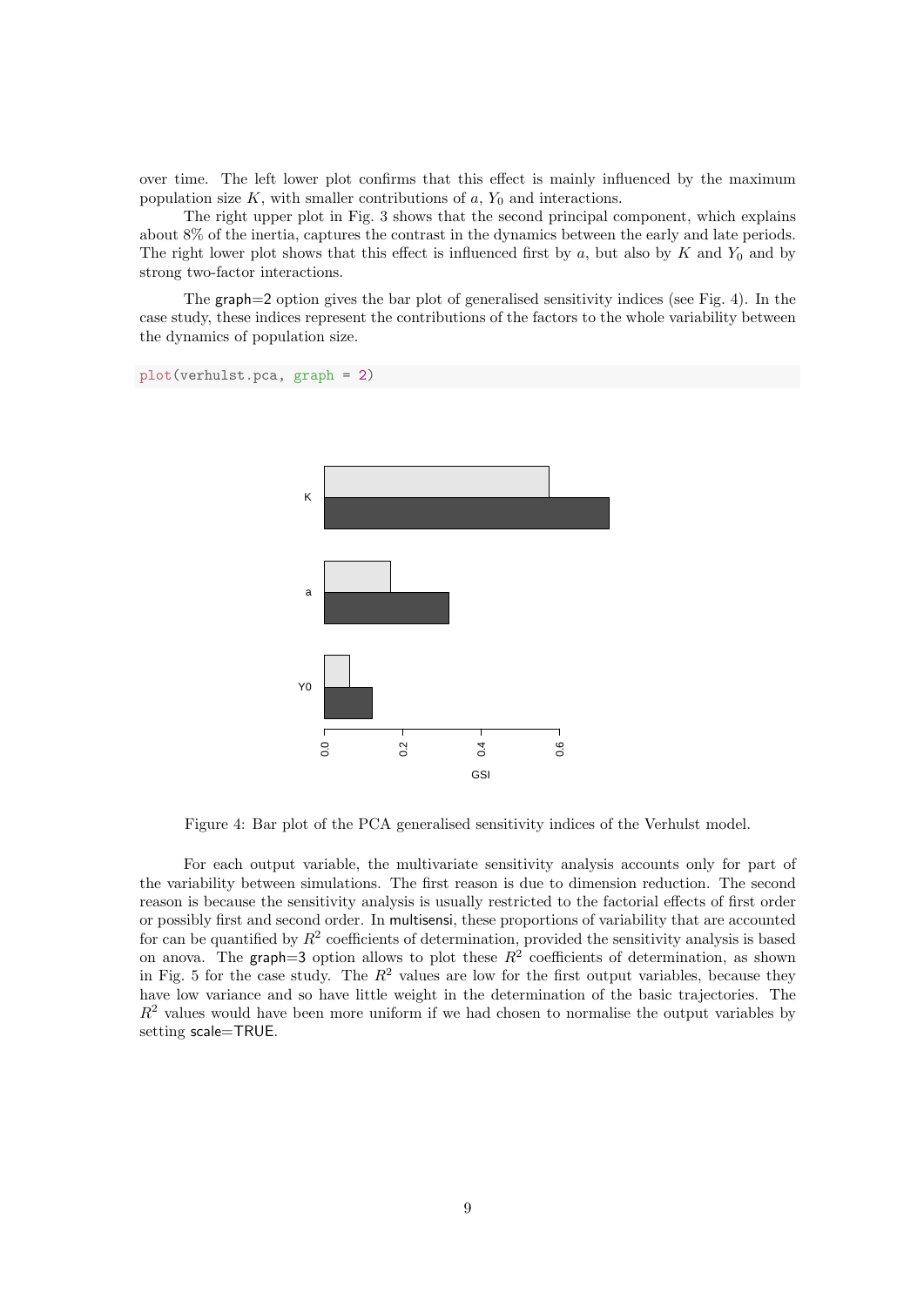over time. The left lower plot confirms that this effect is mainly influenced by the maximum population size $K$, with smaller contributions of $a$, $Y_0$ and interactions.

The right upper plot in Fig. 3 shows that the second principal component, which explains about 8% of the inertia, captures the contrast in the dynamics between the early and late periods. The right lower plot shows that this effect is influenced first by $a$, but also by $K$ and $Y_0$ and by strong two-factor interactions.

The graph=2 option gives the bar plot of generalised sensitivity indices (see Fig. 4). In the case study, these indices represent the contributions of the factors to the whole variability between the dynamics of population size.

```
plot(verhulst.pca, graph = 2)
```

Figure 4: Bar plot of the PCA generalised sensitivity indices of the Verhulst model.

For each output variable, the multivariate sensitivity analysis accounts only for part of the variability between simulations. The first reason is due to dimension reduction. The second reason is because the sensitivity analysis is usually restricted to the factorial effects of first order or possibly first and second order. In multisensi, these proportions of variability that are accounted for can be quantified by $R^2$ coefficients of determination, provided the sensitivity analysis is based on anova. The graph=3 option allows to plot these $R^2$ coefficients of determination, as shown in Fig. 5 for the case study. The $R^2$ values are low for the first output variables, because they have low variance and so have little weight in the determination of the basic trajectories. The $R^2$ values would have been more uniform if we had chosen to normalise the output variables by setting scale=TRUE.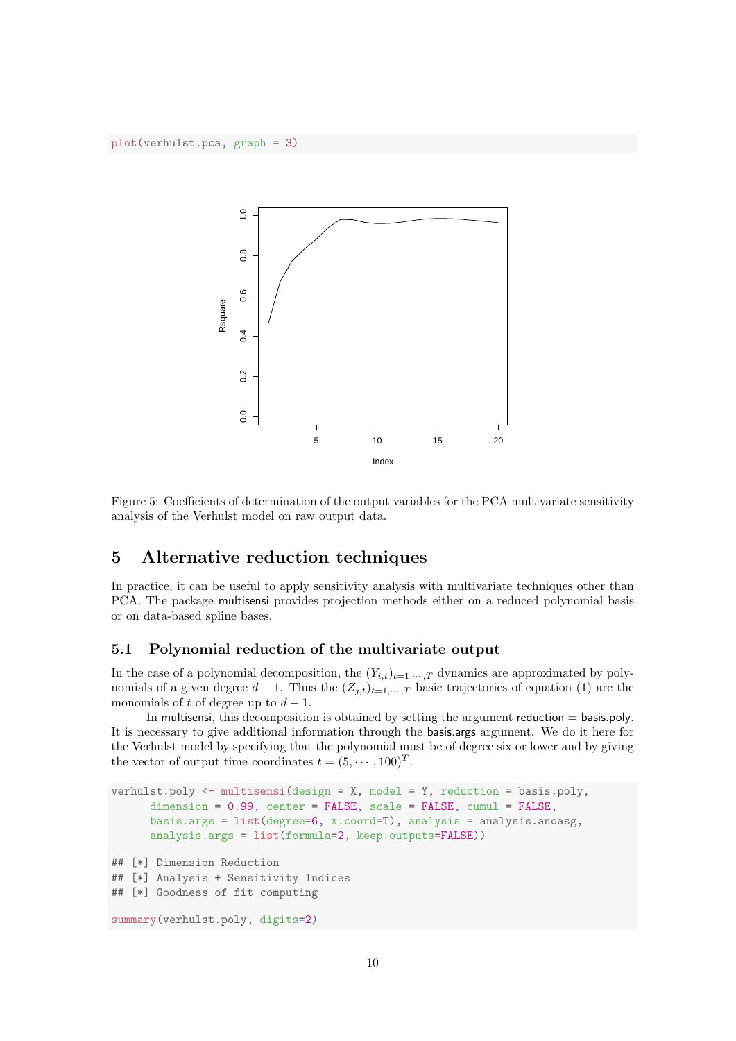```
plot(verhulst.pca, graph = 3)
```

Figure 5: Coefficients of determination of the output variables for the PCA multivariate sensitivity analysis of the Verhulst model on raw output data.

## 5 Alternative reduction techniques

In practice, it can be useful to apply sensitivity analysis with multivariate techniques other than PCA. The package multisensi provides projection methods either on a reduced polynomial basis or on data-based spline bases.

### 5.1 Polynomial reduction of the multivariate output

In the case of a polynomial decomposition, the $(Y_{i,t})_{t=1,\cdots,T}$ dynamics are approximated by polynomials of a given degree $d-1$. Thus the $(Z_{j,t})_{t=1,\cdots,T}$ basic trajectories of equation (1) are the monomials of $t$ of degree up to $d-1$.

In multisensi, this decomposition is obtained by setting the argument reduction = basis.poly. It is necessary to give additional information through the basis.args argument. We do it here for the Verhulst model by specifying that the polynomial must be of degree six or lower and by giving the vector of output time coordinates $t = (5, \cdots, 100)^T$.

```
verhulst.poly <- multisensi(design = X, model = Y, reduction = basis.poly,
      dimension = 0.99, center = FALSE, scale = FALSE, cumul = FALSE,
      basis.args = list(degree=6, x.coord=T), analysis = analysis.anoasg,
      analysis.args = list(formula=2, keep.outputs=FALSE))

## [*] Dimension Reduction
## [*] Analysis + Sensitivity Indices
## [*] Goodness of fit computing

summary(verhulst.poly, digits=2)
```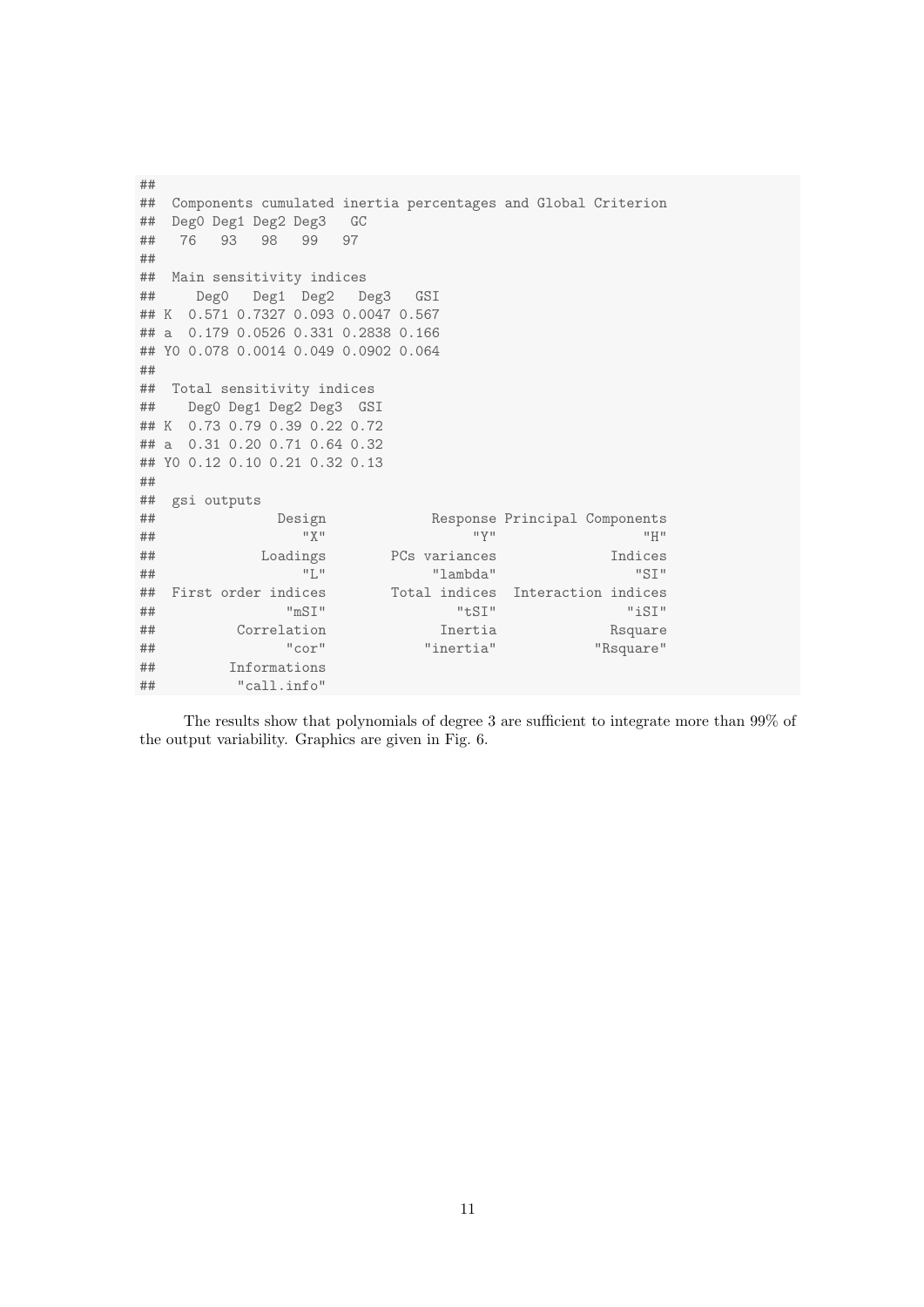```
##
##  Components cumulated inertia percentages and Global Criterion
##  Deg0 Deg1 Deg2 Deg3   GC
##   76   93   98   99   97
##
##  Main sensitivity indices
##     Deg0   Deg1  Deg2   Deg3   GSI
## K  0.571 0.7327 0.093 0.0047 0.567
## a  0.179 0.0526 0.331 0.2838 0.166
## Y0 0.078 0.0014 0.049 0.0902 0.064
##
##  Total sensitivity indices
##    Deg0 Deg1 Deg2 Deg3  GSI
## K  0.73 0.79 0.39 0.22 0.72
## a  0.31 0.20 0.71 0.64 0.32
## Y0 0.12 0.10 0.21 0.32 0.13
##
##  gsi outputs
##              Design             Response Principal Components
##                 "X"                  "Y"                  "H"
##            Loadings        PCs variances              Indices
##                 "L"             "lambda"                 "SI"
##  First order indices        Total indices  Interaction indices
##               "mSI"                "tSI"                "iSI"
##         Correlation              Inertia              Rsquare
##               "cor"            "inertia"            "Rsquare"
##        Informations
##         "call.info"
```

The results show that polynomials of degree 3 are sufficient to integrate more than 99% of the output variability. Graphics are given in Fig. 6.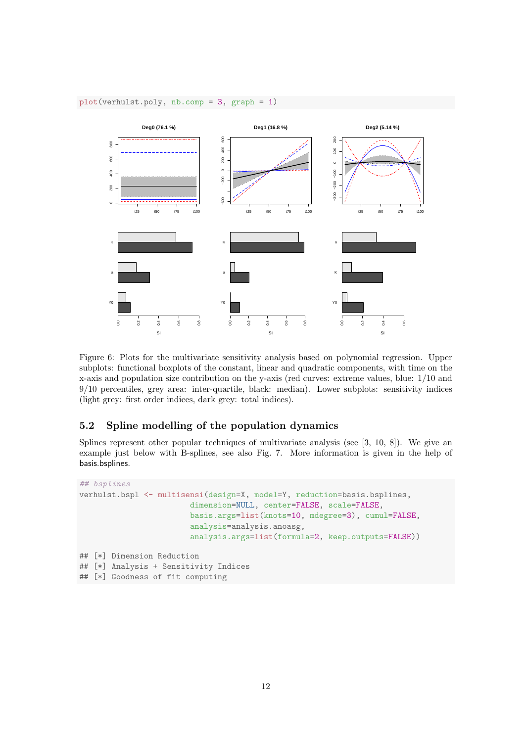```
plot(verhulst.poly, nb.comp = 3, graph = 1)
```

Figure 6: Plots for the multivariate sensitivity analysis based on polynomial regression. Upper subplots: functional boxplots of the constant, linear and quadratic components, with time on the x-axis and population size contribution on the y-axis (red curves: extreme values, blue: 1/10 and 9/10 percentiles, grey area: inter-quartile, black: median). Lower subplots: sensitivity indices (light grey: first order indices, dark grey: total indices).

## 5.2 Spline modelling of the population dynamics

Splines represent other popular techniques of multivariate analysis (see [3, 10, 8]). We give an example just below with B-splines, see also Fig. 7. More information is given in the help of basis.bsplines.

```
## bsplines
verhulst.bspl <- multisensi(design=X, model=Y, reduction=basis.bsplines,
                            dimension=NULL, center=FALSE, scale=FALSE,
                            basis.args=list(knots=10, mdegree=3), cumul=FALSE,
                            analysis=analysis.anoasg,
                            analysis.args=list(formula=2, keep.outputs=FALSE))

## [*] Dimension Reduction
## [*] Analysis + Sensitivity Indices
## [*] Goodness of fit computing
```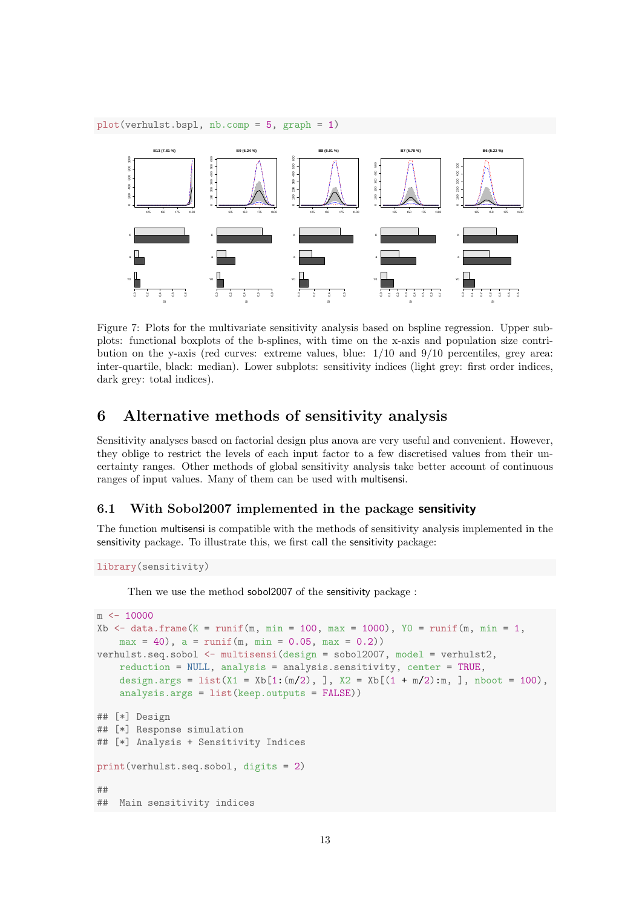```
plot(verhulst.bspl, nb.comp = 5, graph = 1)
```

Figure 7: Plots for the multivariate sensitivity analysis based on bspline regression. Upper subplots: functional boxplots of the b-splines, with time on the x-axis and population size contribution on the y-axis (red curves: extreme values, blue: 1/10 and 9/10 percentiles, grey area: inter-quartile, black: median). Lower subplots: sensitivity indices (light grey: first order indices, dark grey: total indices).

# 6 Alternative methods of sensitivity analysis

Sensitivity analyses based on factorial design plus anova are very useful and convenient. However, they oblige to restrict the levels of each input factor to a few discretised values from their uncertainty ranges. Other methods of global sensitivity analysis take better account of continuous ranges of input values. Many of them can be used with multisensi.

## 6.1 With Sobol2007 implemented in the package **sensitivity**

The function multisensi is compatible with the methods of sensitivity analysis implemented in the sensitivity package. To illustrate this, we first call the sensitivity package:

```
library(sensitivity)
```

Then we use the method sobol2007 of the sensitivity package :

```
m <- 10000
Xb <- data.frame(K = runif(m, min = 100, max = 1000), Y0 = runif(m, min = 1,
    max = 40), a = runif(m, min = 0.05, max = 0.2))
verhulst.seq.sobol <- multisensi(design = sobol2007, model = verhulst2,
    reduction = NULL, analysis = analysis.sensitivity, center = TRUE,
    design.args = list(X1 = Xb[1:(m/2), ], X2 = Xb[(1 + m/2):m, ], nboot = 100),
    analysis.args = list(keep.outputs = FALSE))

## [*] Design
## [*] Response simulation
## [*] Analysis + Sensitivity Indices

print(verhulst.seq.sobol, digits = 2)

##
##  Main sensitivity indices
```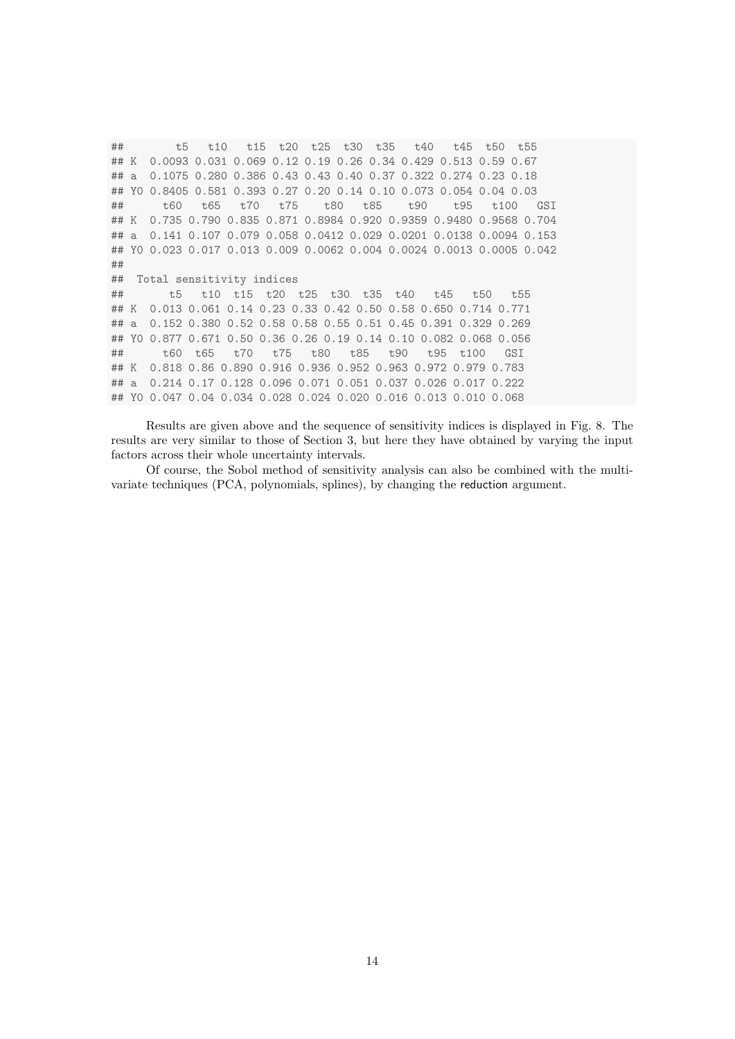```
##        t5   t10   t15  t20  t25  t30  t35   t40   t45  t50  t55
## K  0.0093 0.031 0.069 0.12 0.19 0.26 0.34 0.429 0.513 0.59 0.67
## a  0.1075 0.280 0.386 0.43 0.43 0.40 0.37 0.322 0.274 0.23 0.18
## Y0 0.8405 0.581 0.393 0.27 0.20 0.14 0.10 0.073 0.054 0.04 0.03
##      t60   t65   t70   t75    t80   t85    t90    t95   t100   GSI
## K  0.735 0.790 0.835 0.871 0.8984 0.920 0.9359 0.9480 0.9568 0.704
## a  0.141 0.107 0.079 0.058 0.0412 0.029 0.0201 0.0138 0.0094 0.153
## Y0 0.023 0.017 0.013 0.009 0.0062 0.004 0.0024 0.0013 0.0005 0.042
##
##  Total sensitivity indices
##       t5   t10  t15  t20  t25  t30  t35  t40   t45   t50   t55
## K  0.013 0.061 0.14 0.23 0.33 0.42 0.50 0.58 0.650 0.714 0.771
## a  0.152 0.380 0.52 0.58 0.58 0.55 0.51 0.45 0.391 0.329 0.269
## Y0 0.877 0.671 0.50 0.36 0.26 0.19 0.14 0.10 0.082 0.068 0.056
##      t60  t65   t70   t75   t80   t85   t90   t95  t100   GSI
## K  0.818 0.86 0.890 0.916 0.936 0.952 0.963 0.972 0.979 0.783
## a  0.214 0.17 0.128 0.096 0.071 0.051 0.037 0.026 0.017 0.222
## Y0 0.047 0.04 0.034 0.028 0.024 0.020 0.016 0.013 0.010 0.068
```

Results are given above and the sequence of sensitivity indices is displayed in Fig. 8. The results are very similar to those of Section 3, but here they have obtained by varying the input factors across their whole uncertainty intervals.

Of course, the Sobol method of sensitivity analysis can also be combined with the multivariate techniques (PCA, polynomials, splines), by changing the reduction argument.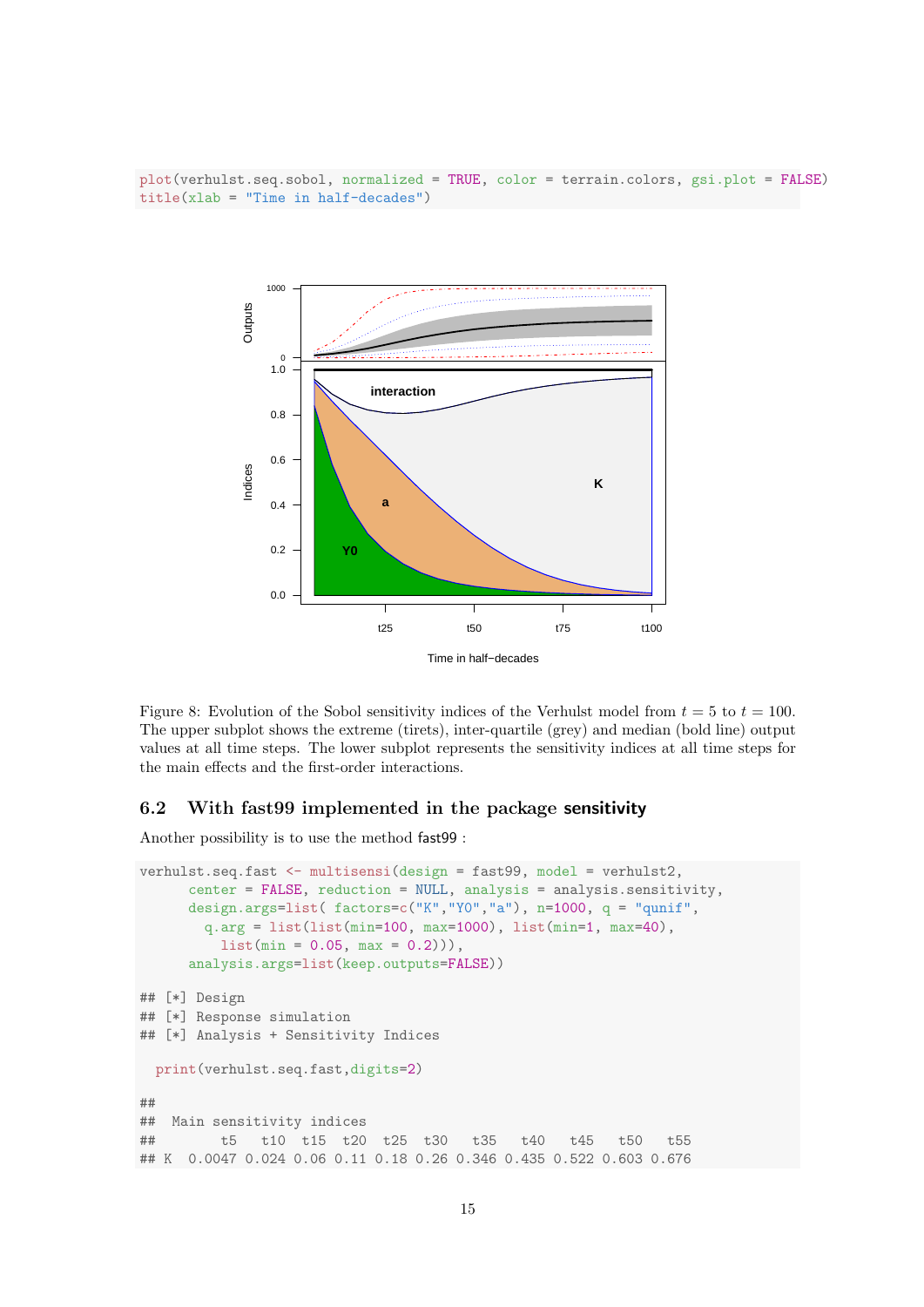```
plot(verhulst.seq.sobol, normalized = TRUE, color = terrain.colors, gsi.plot = FALSE)
title(xlab = "Time in half-decades")
```

Figure 8: Evolution of the Sobol sensitivity indices of the Verhulst model from $t = 5$ to $t = 100$. The upper subplot shows the extreme (tirets), inter-quartile (grey) and median (bold line) output values at all time steps. The lower subplot represents the sensitivity indices at all time steps for the main effects and the first-order interactions.

## 6.2 With fast99 implemented in the package **sensitivity**

Another possibility is to use the method fast99 :

```
verhulst.seq.fast <- multisensi(design = fast99, model = verhulst2,
      center = FALSE, reduction = NULL, analysis = analysis.sensitivity,
      design.args=list( factors=c("K","Y0","a"), n=1000, q = "qunif",
        q.arg = list(list(min=100, max=1000), list(min=1, max=40),
          list(min = 0.05, max = 0.2))),
      analysis.args=list(keep.outputs=FALSE))

## [*] Design
## [*] Response simulation
## [*] Analysis + Sensitivity Indices

  print(verhulst.seq.fast,digits=2)

##
##  Main sensitivity indices
##        t5   t10  t15  t20  t25  t30   t35   t40   t45   t50   t55
## K  0.0047 0.024 0.06 0.11 0.18 0.26 0.346 0.435 0.522 0.603 0.676
```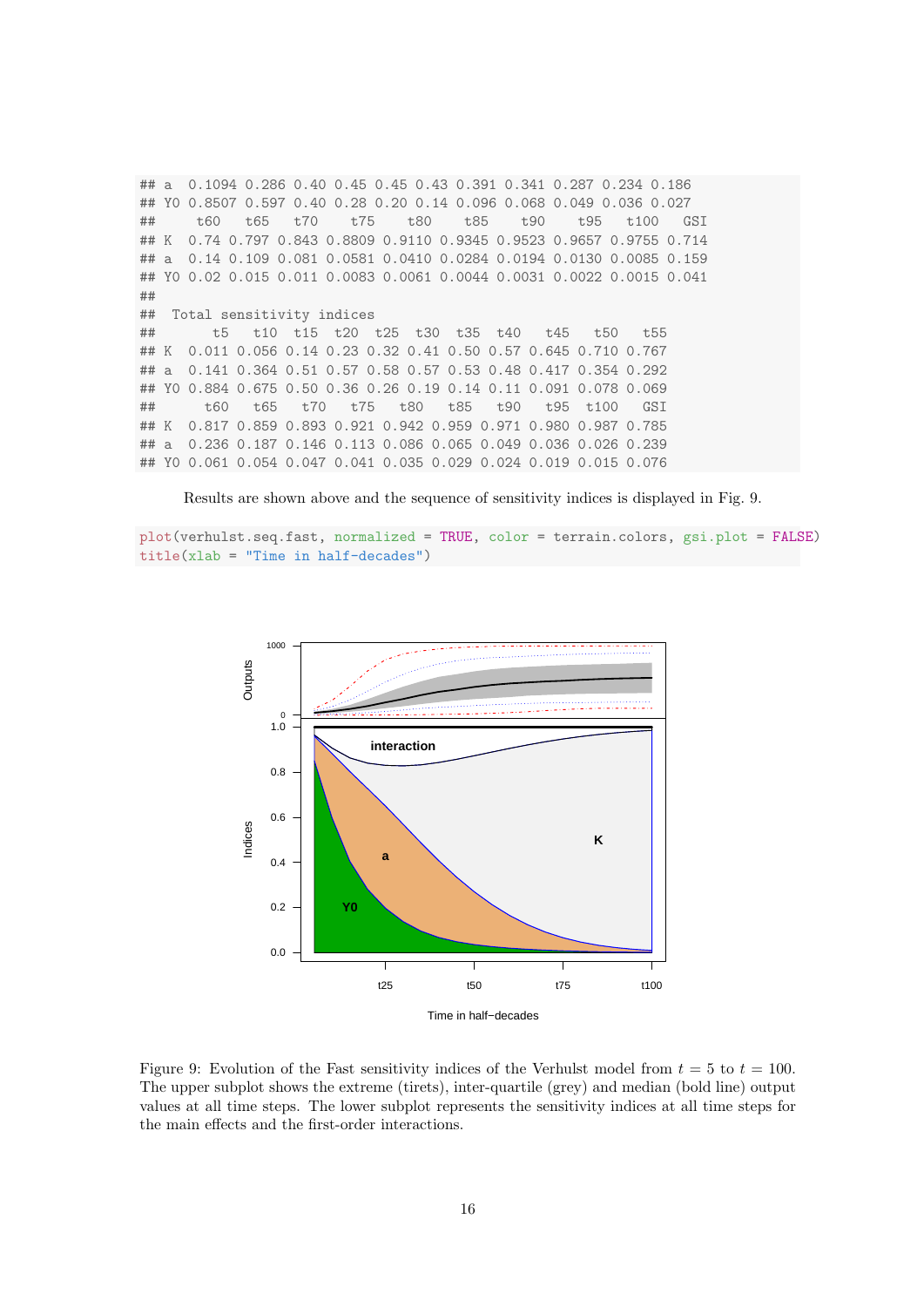```
## a  0.1094 0.286 0.40 0.45 0.45 0.43 0.391 0.341 0.287 0.234 0.186
## Y0 0.8507 0.597 0.40 0.28 0.20 0.14 0.096 0.068 0.049 0.036 0.027
##     t60   t65   t70    t75    t80    t85    t90    t95   t100    GSI
## K  0.74 0.797 0.843 0.8809 0.9110 0.9345 0.9523 0.9657 0.9755 0.714
## a  0.14 0.109 0.081 0.0581 0.0410 0.0284 0.0194 0.0130 0.0085 0.159
## Y0 0.02 0.015 0.011 0.0083 0.0061 0.0044 0.0031 0.0022 0.0015 0.041
##
##  Total sensitivity indices
##       t5   t10  t15  t20  t25  t30  t35  t40   t45   t50   t55
## K  0.011 0.056 0.14 0.23 0.32 0.41 0.50 0.57 0.645 0.710 0.767
## a  0.141 0.364 0.51 0.57 0.58 0.57 0.53 0.48 0.417 0.354 0.292
## Y0 0.884 0.675 0.50 0.36 0.26 0.19 0.14 0.11 0.091 0.078 0.069
##      t60   t65   t70   t75   t80   t85   t90   t95  t100   GSI
## K  0.817 0.859 0.893 0.921 0.942 0.959 0.971 0.980 0.987 0.785
## a  0.236 0.187 0.146 0.113 0.086 0.065 0.049 0.036 0.026 0.239
## Y0 0.061 0.054 0.047 0.041 0.035 0.029 0.024 0.019 0.015 0.076
```

Results are shown above and the sequence of sensitivity indices is displayed in Fig. 9.

```
plot(verhulst.seq.fast, normalized = TRUE, color = terrain.colors, gsi.plot = FALSE)
title(xlab = "Time in half-decades")
```

Figure 9: Evolution of the Fast sensitivity indices of the Verhulst model from $t = 5$ to $t = 100$. The upper subplot shows the extreme (tirets), inter-quartile (grey) and median (bold line) output values at all time steps. The lower subplot represents the sensitivity indices at all time steps for the main effects and the first-order interactions.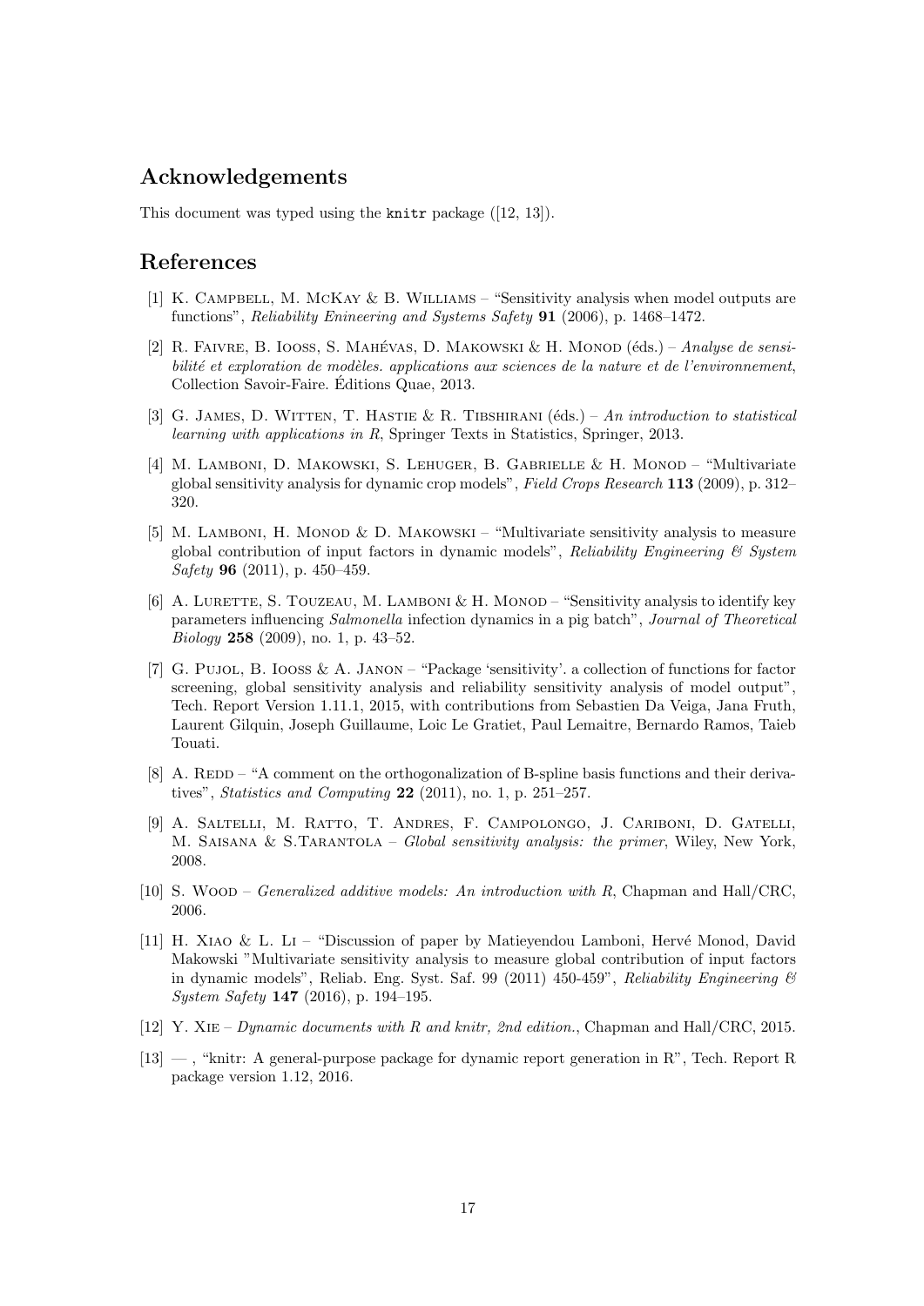## Acknowledgements

This document was typed using the knitr package ([12, 13]).

## References

[1] K. Campbell, M. McKay & B. Williams – "Sensitivity analysis when model outputs are functions", *Reliability Enineering and Systems Safety* **91** (2006), p. 1468–1472.

[2] R. Faivre, B. Iooss, S. Mahévas, D. Makowski & H. Monod (éds.) – *Analyse de sensibilité et exploration de modèles. applications aux sciences de la nature et de l'environnement*, Collection Savoir-Faire. Éditions Quae, 2013.

[3] G. James, D. Witten, T. Hastie & R. Tibshirani (éds.) – *An introduction to statistical learning with applications in R*, Springer Texts in Statistics, Springer, 2013.

[4] M. Lamboni, D. Makowski, S. Lehuger, B. Gabrielle & H. Monod – "Multivariate global sensitivity analysis for dynamic crop models", *Field Crops Research* **113** (2009), p. 312–320.

[5] M. Lamboni, H. Monod & D. Makowski – "Multivariate sensitivity analysis to measure global contribution of input factors in dynamic models", *Reliability Engineering & System Safety* **96** (2011), p. 450–459.

[6] A. Lurette, S. Touzeau, M. Lamboni & H. Monod – "Sensitivity analysis to identify key parameters influencing *Salmonella* infection dynamics in a pig batch", *Journal of Theoretical Biology* **258** (2009), no. 1, p. 43–52.

[7] G. Pujol, B. Iooss & A. Janon – "Package 'sensitivity'. a collection of functions for factor screening, global sensitivity analysis and reliability sensitivity analysis of model output", Tech. Report Version 1.11.1, 2015, with contributions from Sebastien Da Veiga, Jana Fruth, Laurent Gilquin, Joseph Guillaume, Loic Le Gratiet, Paul Lemaitre, Bernardo Ramos, Taieb Touati.

[8] A. Redd – "A comment on the orthogonalization of B-spline basis functions and their derivatives", *Statistics and Computing* **22** (2011), no. 1, p. 251–257.

[9] A. Saltelli, M. Ratto, T. Andres, F. Campolongo, J. Cariboni, D. Gatelli, M. Saisana & S.Tarantola – *Global sensitivity analysis: the primer*, Wiley, New York, 2008.

[10] S. Wood – *Generalized additive models: An introduction with R*, Chapman and Hall/CRC, 2006.

[11] H. Xiao & L. Li – "Discussion of paper by Matieyendou Lamboni, Hervé Monod, David Makowski "Multivariate sensitivity analysis to measure global contribution of input factors in dynamic models", Reliab. Eng. Syst. Saf. 99 (2011) 450-459", *Reliability Engineering & System Safety* **147** (2016), p. 194–195.

[12] Y. Xie – *Dynamic documents with R and knitr, 2nd edition.*, Chapman and Hall/CRC, 2015.

[13] — , "knitr: A general-purpose package for dynamic report generation in R", Tech. Report R package version 1.12, 2016.